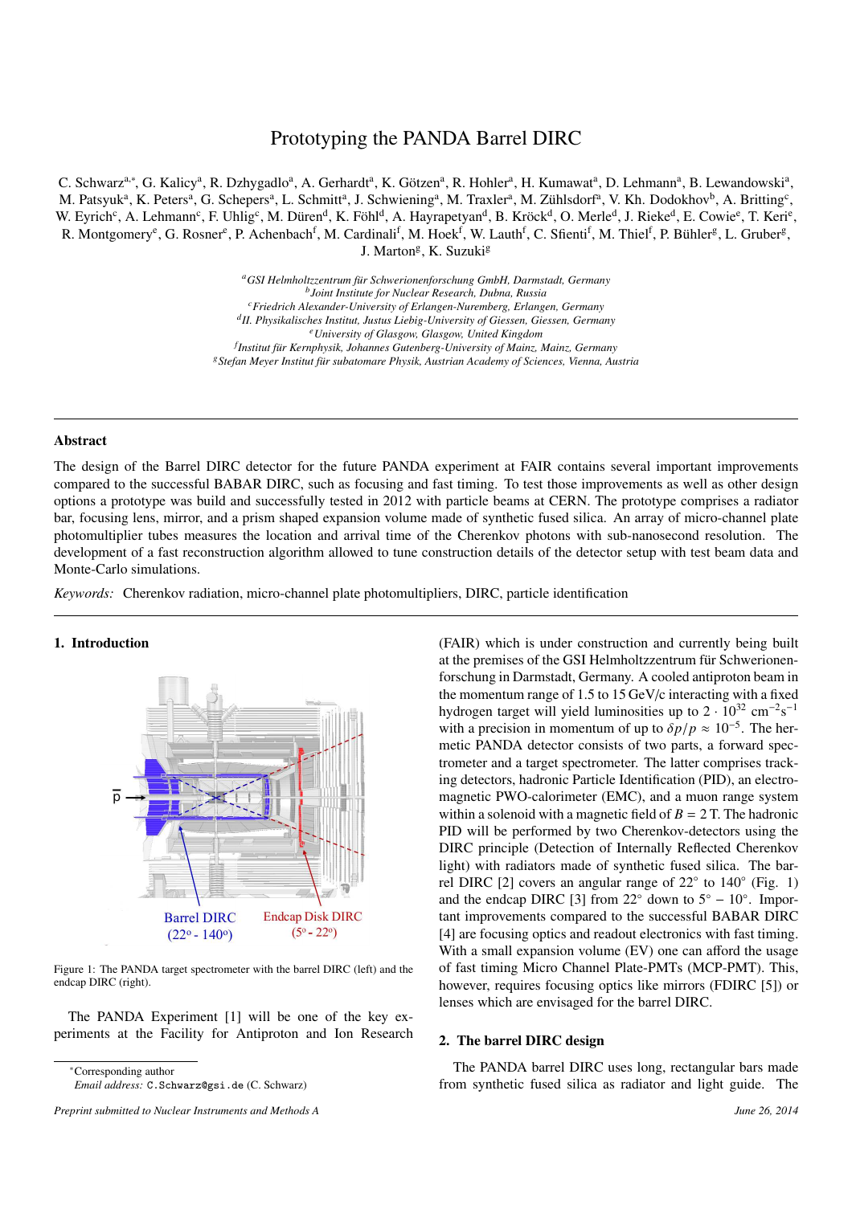# Prototyping the PANDA Barrel DIRC

C. Schwarz[a,*], G. Kalicy[a], R. Dzhygadlo[a], A. Gerhardt[a], K. Götzen[a], R. Hohler[a], H. Kumawat[a], D. Lehmann[a], B. Lewandowski[a], M. Patsyuk[a], K. Peters[a], G. Schepers[a], L. Schmitt[a], J. Schwiening[a], M. Traxler[a], M. Zühlsdorf[a], V. Kh. Dodokhov[b], A. Britting[c], W. Eyrich[c], A. Lehmann[c], F. Uhlig[c], M. Düren[d], K. Föhl[d], A. Hayrapetyan[d], B. Kröck[d], O. Merle[d], J. Rieke[d], E. Cowie[e], T. Keri[e], R. Montgomery[e], G. Rosner[e], P. Achenbach[f], M. Cardinali[f], M. Hoek[f], W. Lauth[f], C. Sfienti[f], M. Thiel[f], P. Bühler[g], L. Gruber[g], J. Marton[g], K. Suzuki[g]

[a] *GSI Helmholtzzentrum für Schwerionenforschung GmbH, Darmstadt, Germany*
[b] *Joint Institute for Nuclear Research, Dubna, Russia*
[c] *Friedrich Alexander-University of Erlangen-Nuremberg, Erlangen, Germany*
[d] *II. Physikalisches Institut, Justus Liebig-University of Giessen, Giessen, Germany*
[e] *University of Glasgow, Glasgow, United Kingdom*
[f] *Institut für Kernphysik, Johannes Gutenberg-University of Mainz, Mainz, Germany*
[g] *Stefan Meyer Institut für subatomare Physik, Austrian Academy of Sciences, Vienna, Austria*

## Abstract

The design of the Barrel DIRC detector for the future PANDA experiment at FAIR contains several important improvements compared to the successful BABAR DIRC, such as focusing and fast timing. To test those improvements as well as other design options a prototype was build and successfully tested in 2012 with particle beams at CERN. The prototype comprises a radiator bar, focusing lens, mirror, and a prism shaped expansion volume made of synthetic fused silica. An array of micro-channel plate photomultiplier tubes measures the location and arrival time of the Cherenkov photons with sub-nanosecond resolution. The development of a fast reconstruction algorithm allowed to tune construction details of the detector setup with test beam data and Monte-Carlo simulations.

*Keywords:* Cherenkov radiation, micro-channel plate photomultipliers, DIRC, particle identification

## 1. Introduction

Figure 1: The PANDA target spectrometer with the barrel DIRC (left) and the endcap DIRC (right).

The PANDA Experiment [1] will be one of the key experiments at the Facility for Antiproton and Ion Research (FAIR) which is under construction and currently being built at the premises of the GSI Helmholtzzentrum für Schwerionenforschung in Darmstadt, Germany. A cooled antiproton beam in the momentum range of 1.5 to 15 GeV/c interacting with a fixed hydrogen target will yield luminosities up to $2 \cdot 10^{32}$ cm$^{-2}$s$^{-1}$ with a precision in momentum of up to $\delta p/p \approx 10^{-5}$. The hermetic PANDA detector consists of two parts, a forward spectrometer and a target spectrometer. The latter comprises tracking detectors, hadronic Particle Identification (PID), an electromagnetic PWO-calorimeter (EMC), and a muon range system within a solenoid with a magnetic field of $B = 2$ T. The hadronic PID will be performed by two Cherenkov-detectors using the DIRC principle (Detection of Internally Reflected Cherenkov light) with radiators made of synthetic fused silica. The barrel DIRC [2] covers an angular range of 22° to 140° (Fig. 1) and the endcap DIRC [3] from 22° down to 5° − 10°. Important improvements compared to the successful BABAR DIRC [4] are focusing optics and readout electronics with fast timing. With a small expansion volume (EV) one can afford the usage of fast timing Micro Channel Plate-PMTs (MCP-PMT). This, however, requires focusing optics like mirrors (FDIRC [5]) or lenses which are envisaged for the barrel DIRC.

## 2. The barrel DIRC design

The PANDA barrel DIRC uses long, rectangular bars made from synthetic fused silica as radiator and light guide. The

*Corresponding author
*Email address:* `C.Schwarz@gsi.de` (C. Schwarz)

*Preprint submitted to Nuclear Instruments and Methods A* — *June 26, 2014*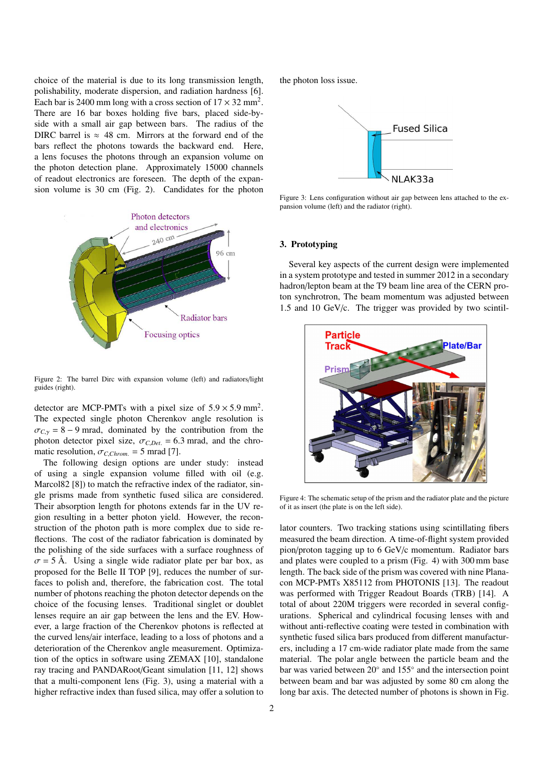choice of the material is due to its long transmission length, polishability, moderate dispersion, and radiation hardness [6]. Each bar is 2400 mm long with a cross section of $17 \times 32$ mm$^2$. There are 16 bar boxes holding five bars, placed side-by-side with a small air gap between bars. The radius of the DIRC barrel is $\approx$ 48 cm. Mirrors at the forward end of the bars reflect the photons towards the backward end. Here, a lens focuses the photons through an expansion volume on the photon detection plane. Approximately 15000 channels of readout electronics are foreseen. The depth of the expansion volume is 30 cm (Fig. 2). Candidates for the photon detector are MCP-PMTs with a pixel size of $5.9 \times 5.9$ mm$^2$. The expected single photon Cherenkov angle resolution is $\sigma_{C,\gamma} = 8-9$ mrad, dominated by the contribution from the photon detector pixel size, $\sigma_{C,Det.} = 6.3$ mrad, and the chromatic resolution, $\sigma_{C,Chrom.} = 5$ mrad [7].

Figure 2: The barrel Dirc with expansion volume (left) and radiators/light guides (right).

The following design options are under study: instead of using a single expansion volume filled with oil (e.g. Marcol82 [8]) to match the refractive index of the radiator, single prisms made from synthetic fused silica are considered. Their absorption length for photons extends far in the UV region resulting in a better photon yield. However, the reconstruction of the photon path is more complex due to side reflections. The cost of the radiator fabrication is dominated by the polishing of the side surfaces with a surface roughness of $\sigma = 5$ Å. Using a single wide radiator plate per bar box, as proposed for the Belle II TOP [9], reduces the number of surfaces to polish and, therefore, the fabrication cost. The total number of photons reaching the photon detector depends on the choice of the focusing lenses. Traditional singlet or doublet lenses require an air gap between the lens and the EV. However, a large fraction of the Cherenkov photons is reflected at the curved lens/air interface, leading to a loss of photons and a deterioration of the Cherenkov angle measurement. Optimization of the optics in software using ZEMAX [10], standalone ray tracing and PANDARoot/Geant simulation [11, 12] shows that a multi-component lens (Fig. 3), using a material with a higher refractive index than fused silica, may offer a solution to the photon loss issue.

Figure 3: Lens configuration without air gap between lens attached to the expansion volume (left) and the radiator (right).

## 3. Prototyping

Several key aspects of the current design were implemented in a system prototype and tested in summer 2012 in a secondary hadron/lepton beam at the T9 beam line area of the CERN proton synchrotron, The beam momentum was adjusted between 1.5 and 10 GeV/c. The trigger was provided by two scintillator counters. Two tracking stations using scintillating fibers measured the beam direction. A time-of-flight system provided pion/proton tagging up to 6 GeV/c momentum. Radiator bars and plates were coupled to a prism (Fig. 4) with 300 mm base length. The back side of the prism was covered with nine Planacon MCP-PMTs X85112 from PHOTONIS [13]. The readout was performed with Trigger Readout Boards (TRB) [14]. A total of about 220M triggers were recorded in several configurations. Spherical and cylindrical focusing lenses with and without anti-reflective coating were tested in combination with synthetic fused silica bars produced from different manufacturers, including a 17 cm-wide radiator plate made from the same material. The polar angle between the particle beam and the bar was varied between 20° and 155° and the intersection point between beam and bar was adjusted by some 80 cm along the long bar axis. The detected number of photons is shown in Fig.

Figure 4: The schematic setup of the prism and the radiator plate and the picture of it as insert (the plate is on the left side).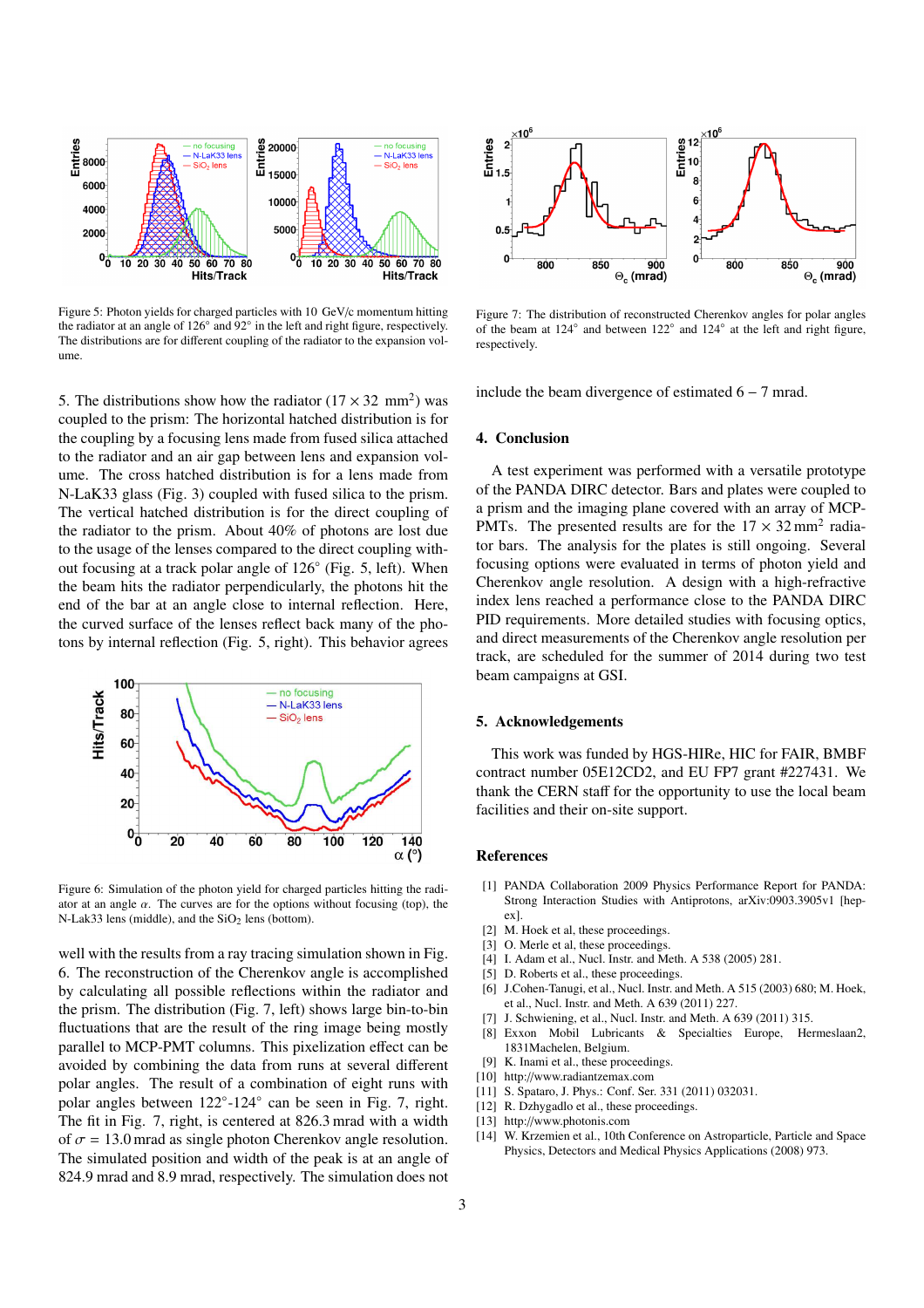Entries
8000
6000
4000
2000
0
0 10 20 30 40 50 60 70 80
Hits/Track
— no focusing
— N-LaK33 lens
— $SiO_2$ lens

Entries
20000
15000
10000
5000
0
0 10 20 30 40 50 60 70 80
Hits/Track
— no focusing
— N-LaK33 lens
— $SiO_2$ lens

Figure 5: Photon yields for charged particles with 10 GeV/c momentum hitting the radiator at an angle of 126° and 92° in the left and right figure, respectively. The distributions are for different coupling of the radiator to the expansion volume.

5. The distributions show how the radiator ($17 \times 32$ mm$^2$) was coupled to the prism: The horizontal hatched distribution is for the coupling by a focusing lens made from fused silica attached to the radiator and an air gap between lens and expansion volume. The cross hatched distribution is for a lens made from N-LaK33 glass (Fig. 3) coupled with fused silica to the prism. The vertical hatched distribution is for the direct coupling of the radiator to the prism. About 40% of photons are lost due to the usage of the lenses compared to the direct coupling without focusing at a track polar angle of 126° (Fig. 5, left). When the beam hits the radiator perpendicularly, the photons hit the end of the bar at an angle close to internal reflection. Here, the curved surface of the lenses reflect back many of the photons by internal reflection (Fig. 5, right). This behavior agrees

Hits/Track
100
80
60
40
20
0
0 20 40 60 80 100 120 140
α (°)
— no focusing
— N-LaK33 lens
— $SiO_2$ lens

Figure 6: Simulation of the photon yield for charged particles hitting the radiator at an angle $\alpha$. The curves are for the options without focusing (top), the N-Lak33 lens (middle), and the $SiO_2$ lens (bottom).

well with the results from a ray tracing simulation shown in Fig. 6. The reconstruction of the Cherenkov angle is accomplished by calculating all possible reflections within the radiator and the prism. The distribution (Fig. 7, left) shows large bin-to-bin fluctuations that are the result of the ring image being mostly parallel to MCP-PMT columns. This pixelization effect can be avoided by combining the data from runs at several different polar angles. The result of a combination of eight runs with polar angles between 122°-124° can be seen in Fig. 7, right. The fit in Fig. 7, right, is centered at 826.3 mrad with a width of $\sigma$ = 13.0 mrad as single photon Cherenkov angle resolution. The simulated position and width of the peak is at an angle of 824.9 mrad and 8.9 mrad, respectively. The simulation does not

Entries
$\times 10^6$
2
1.5
1
0.5
0
800 850 900
$\Theta_c$ (mrad)

Entries
$\times 10^6$
12
10
8
6
4
2
0
800 850 900
$\Theta_c$ (mrad)

Figure 7: The distribution of reconstructed Cherenkov angles for polar angles of the beam at 124° and between 122° and 124° at the left and right figure, respectively.

include the beam divergence of estimated 6 − 7 mrad.

## 4. Conclusion

A test experiment was performed with a versatile prototype of the PANDA DIRC detector. Bars and plates were coupled to a prism and the imaging plane covered with an array of MCP-PMTs. The presented results are for the $17 \times 32$ mm$^2$ radiator bars. The analysis for the plates is still ongoing. Several focusing options were evaluated in terms of photon yield and Cherenkov angle resolution. A design with a high-refractive index lens reached a performance close to the PANDA DIRC PID requirements. More detailed studies with focusing optics, and direct measurements of the Cherenkov angle resolution per track, are scheduled for the summer of 2014 during two test beam campaigns at GSI.

## 5. Acknowledgements

This work was funded by HGS-HIRe, HIC for FAIR, BMBF contract number 05E12CD2, and EU FP7 grant #227431. We thank the CERN staff for the opportunity to use the local beam facilities and their on-site support.

## References

[1] PANDA Collaboration 2009 Physics Performance Report for PANDA: Strong Interaction Studies with Antiprotons, arXiv:0903.3905v1 [hep-ex].
[2] M. Hoek et al, these proceedings.
[3] O. Merle et al, these proceedings.
[4] I. Adam et al., Nucl. Instr. and Meth. A 538 (2005) 281.
[5] D. Roberts et al., these proceedings.
[6] J.Cohen-Tanugi, et al., Nucl. Instr. and Meth. A 515 (2003) 680; M. Hoek, et al., Nucl. Instr. and Meth. A 639 (2011) 227.
[7] J. Schwiening, et al., Nucl. Instr. and Meth. A 639 (2011) 315.
[8] Exxon Mobil Lubricants & Specialties Europe, Hermeslaan2, 1831Machelen, Belgium.
[9] K. Inami et al., these proceedings.
[10] http://www.radiantzemax.com
[11] S. Spataro, J. Phys.: Conf. Ser. 331 (2011) 032031.
[12] R. Dzhygadlo et al., these proceedings.
[13] http://www.photonis.com
[14] W. Krzemien et al., 10th Conference on Astroparticle, Particle and Space Physics, Detectors and Medical Physics Applications (2008) 973.